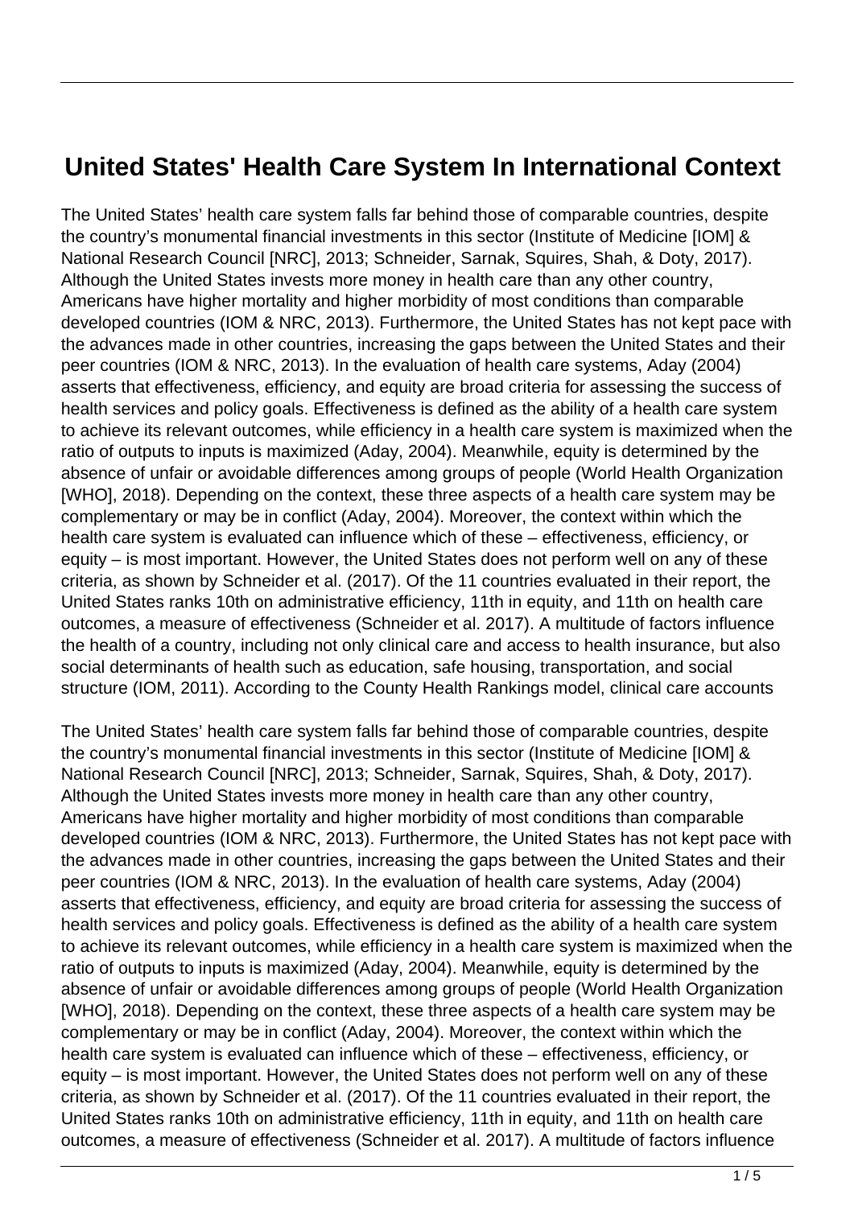# United States' Health Care System In International Context

The United States' health care system falls far behind those of comparable countries, despite the country's monumental financial investments in this sector (Institute of Medicine [IOM] & National Research Council [NRC], 2013; Schneider, Sarnak, Squires, Shah, & Doty, 2017). Although the United States invests more money in health care than any other country, Americans have higher mortality and higher morbidity of most conditions than comparable developed countries (IOM & NRC, 2013). Furthermore, the United States has not kept pace with the advances made in other countries, increasing the gaps between the United States and their peer countries (IOM & NRC, 2013). In the evaluation of health care systems, Aday (2004) asserts that effectiveness, efficiency, and equity are broad criteria for assessing the success of health services and policy goals. Effectiveness is defined as the ability of a health care system to achieve its relevant outcomes, while efficiency in a health care system is maximized when the ratio of outputs to inputs is maximized (Aday, 2004). Meanwhile, equity is determined by the absence of unfair or avoidable differences among groups of people (World Health Organization [WHO], 2018). Depending on the context, these three aspects of a health care system may be complementary or may be in conflict (Aday, 2004). Moreover, the context within which the health care system is evaluated can influence which of these – effectiveness, efficiency, or equity – is most important. However, the United States does not perform well on any of these criteria, as shown by Schneider et al. (2017). Of the 11 countries evaluated in their report, the United States ranks 10th on administrative efficiency, 11th in equity, and 11th on health care outcomes, a measure of effectiveness (Schneider et al. 2017). A multitude of factors influence the health of a country, including not only clinical care and access to health insurance, but also social determinants of health such as education, safe housing, transportation, and social structure (IOM, 2011). According to the County Health Rankings model, clinical care accounts

The United States' health care system falls far behind those of comparable countries, despite the country's monumental financial investments in this sector (Institute of Medicine [IOM] & National Research Council [NRC], 2013; Schneider, Sarnak, Squires, Shah, & Doty, 2017). Although the United States invests more money in health care than any other country, Americans have higher mortality and higher morbidity of most conditions than comparable developed countries (IOM & NRC, 2013). Furthermore, the United States has not kept pace with the advances made in other countries, increasing the gaps between the United States and their peer countries (IOM & NRC, 2013). In the evaluation of health care systems, Aday (2004) asserts that effectiveness, efficiency, and equity are broad criteria for assessing the success of health services and policy goals. Effectiveness is defined as the ability of a health care system to achieve its relevant outcomes, while efficiency in a health care system is maximized when the ratio of outputs to inputs is maximized (Aday, 2004). Meanwhile, equity is determined by the absence of unfair or avoidable differences among groups of people (World Health Organization [WHO], 2018). Depending on the context, these three aspects of a health care system may be complementary or may be in conflict (Aday, 2004). Moreover, the context within which the health care system is evaluated can influence which of these – effectiveness, efficiency, or equity – is most important. However, the United States does not perform well on any of these criteria, as shown by Schneider et al. (2017). Of the 11 countries evaluated in their report, the United States ranks 10th on administrative efficiency, 11th in equity, and 11th on health care outcomes, a measure of effectiveness (Schneider et al. 2017). A multitude of factors influence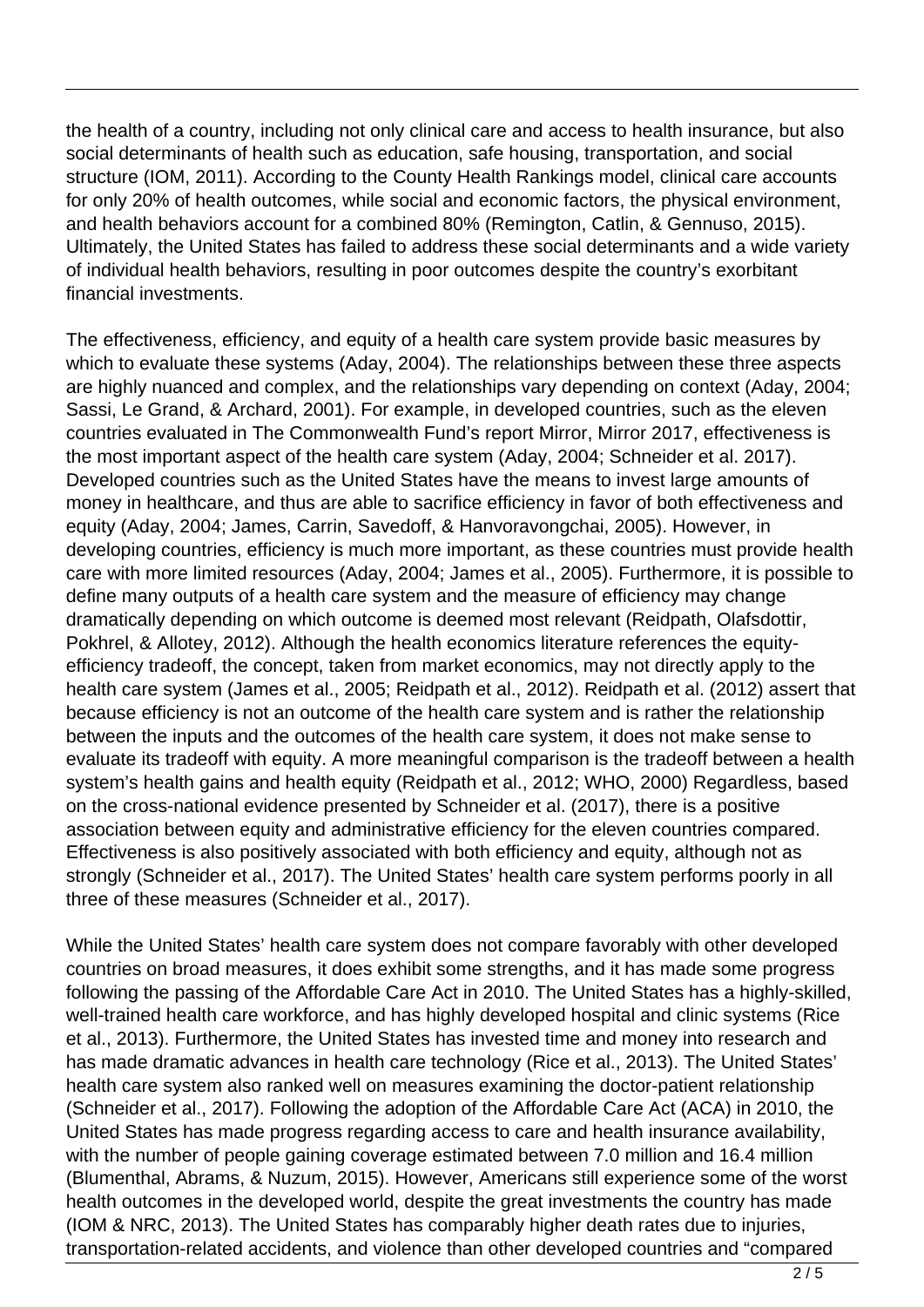the health of a country, including not only clinical care and access to health insurance, but also social determinants of health such as education, safe housing, transportation, and social structure (IOM, 2011). According to the County Health Rankings model, clinical care accounts for only 20% of health outcomes, while social and economic factors, the physical environment, and health behaviors account for a combined 80% (Remington, Catlin, & Gennuso, 2015). Ultimately, the United States has failed to address these social determinants and a wide variety of individual health behaviors, resulting in poor outcomes despite the country's exorbitant financial investments.

The effectiveness, efficiency, and equity of a health care system provide basic measures by which to evaluate these systems (Aday, 2004). The relationships between these three aspects are highly nuanced and complex, and the relationships vary depending on context (Aday, 2004; Sassi, Le Grand, & Archard, 2001). For example, in developed countries, such as the eleven countries evaluated in The Commonwealth Fund's report Mirror, Mirror 2017, effectiveness is the most important aspect of the health care system (Aday, 2004; Schneider et al. 2017). Developed countries such as the United States have the means to invest large amounts of money in healthcare, and thus are able to sacrifice efficiency in favor of both effectiveness and equity (Aday, 2004; James, Carrin, Savedoff, & Hanvoravongchai, 2005). However, in developing countries, efficiency is much more important, as these countries must provide health care with more limited resources (Aday, 2004; James et al., 2005). Furthermore, it is possible to define many outputs of a health care system and the measure of efficiency may change dramatically depending on which outcome is deemed most relevant (Reidpath, Olafsdottir, Pokhrel, & Allotey, 2012). Although the health economics literature references the equity-efficiency tradeoff, the concept, taken from market economics, may not directly apply to the health care system (James et al., 2005; Reidpath et al., 2012). Reidpath et al. (2012) assert that because efficiency is not an outcome of the health care system and is rather the relationship between the inputs and the outcomes of the health care system, it does not make sense to evaluate its tradeoff with equity. A more meaningful comparison is the tradeoff between a health system's health gains and health equity (Reidpath et al., 2012; WHO, 2000) Regardless, based on the cross-national evidence presented by Schneider et al. (2017), there is a positive association between equity and administrative efficiency for the eleven countries compared. Effectiveness is also positively associated with both efficiency and equity, although not as strongly (Schneider et al., 2017). The United States' health care system performs poorly in all three of these measures (Schneider et al., 2017).

While the United States' health care system does not compare favorably with other developed countries on broad measures, it does exhibit some strengths, and it has made some progress following the passing of the Affordable Care Act in 2010. The United States has a highly-skilled, well-trained health care workforce, and has highly developed hospital and clinic systems (Rice et al., 2013). Furthermore, the United States has invested time and money into research and has made dramatic advances in health care technology (Rice et al., 2013). The United States' health care system also ranked well on measures examining the doctor-patient relationship (Schneider et al., 2017). Following the adoption of the Affordable Care Act (ACA) in 2010, the United States has made progress regarding access to care and health insurance availability, with the number of people gaining coverage estimated between 7.0 million and 16.4 million (Blumenthal, Abrams, & Nuzum, 2015). However, Americans still experience some of the worst health outcomes in the developed world, despite the great investments the country has made (IOM & NRC, 2013). The United States has comparably higher death rates due to injuries, transportation-related accidents, and violence than other developed countries and "compared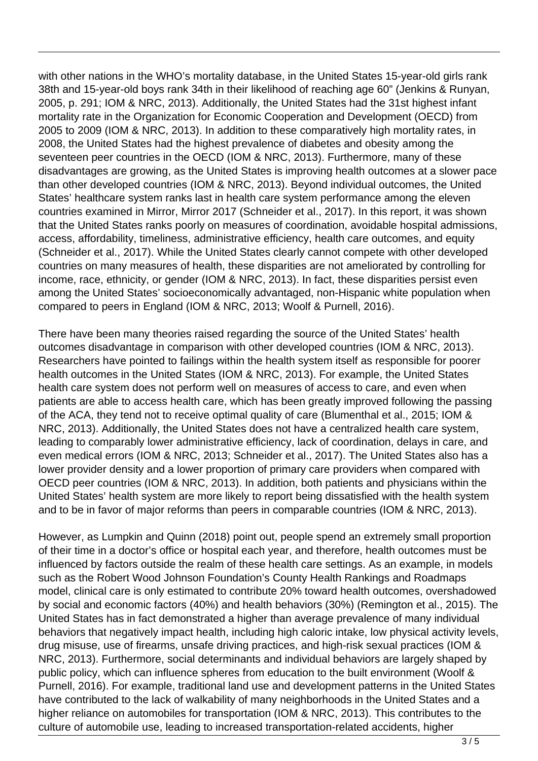with other nations in the WHO's mortality database, in the United States 15-year-old girls rank 38th and 15-year-old boys rank 34th in their likelihood of reaching age 60" (Jenkins & Runyan, 2005, p. 291; IOM & NRC, 2013). Additionally, the United States had the 31st highest infant mortality rate in the Organization for Economic Cooperation and Development (OECD) from 2005 to 2009 (IOM & NRC, 2013). In addition to these comparatively high mortality rates, in 2008, the United States had the highest prevalence of diabetes and obesity among the seventeen peer countries in the OECD (IOM & NRC, 2013). Furthermore, many of these disadvantages are growing, as the United States is improving health outcomes at a slower pace than other developed countries (IOM & NRC, 2013). Beyond individual outcomes, the United States' healthcare system ranks last in health care system performance among the eleven countries examined in Mirror, Mirror 2017 (Schneider et al., 2017). In this report, it was shown that the United States ranks poorly on measures of coordination, avoidable hospital admissions, access, affordability, timeliness, administrative efficiency, health care outcomes, and equity (Schneider et al., 2017). While the United States clearly cannot compete with other developed countries on many measures of health, these disparities are not ameliorated by controlling for income, race, ethnicity, or gender (IOM & NRC, 2013). In fact, these disparities persist even among the United States' socioeconomically advantaged, non-Hispanic white population when compared to peers in England (IOM & NRC, 2013; Woolf & Purnell, 2016).

There have been many theories raised regarding the source of the United States' health outcomes disadvantage in comparison with other developed countries (IOM & NRC, 2013). Researchers have pointed to failings within the health system itself as responsible for poorer health outcomes in the United States (IOM & NRC, 2013). For example, the United States health care system does not perform well on measures of access to care, and even when patients are able to access health care, which has been greatly improved following the passing of the ACA, they tend not to receive optimal quality of care (Blumenthal et al., 2015; IOM & NRC, 2013). Additionally, the United States does not have a centralized health care system, leading to comparably lower administrative efficiency, lack of coordination, delays in care, and even medical errors (IOM & NRC, 2013; Schneider et al., 2017). The United States also has a lower provider density and a lower proportion of primary care providers when compared with OECD peer countries (IOM & NRC, 2013). In addition, both patients and physicians within the United States' health system are more likely to report being dissatisfied with the health system and to be in favor of major reforms than peers in comparable countries (IOM & NRC, 2013).

However, as Lumpkin and Quinn (2018) point out, people spend an extremely small proportion of their time in a doctor's office or hospital each year, and therefore, health outcomes must be influenced by factors outside the realm of these health care settings. As an example, in models such as the Robert Wood Johnson Foundation's County Health Rankings and Roadmaps model, clinical care is only estimated to contribute 20% toward health outcomes, overshadowed by social and economic factors (40%) and health behaviors (30%) (Remington et al., 2015). The United States has in fact demonstrated a higher than average prevalence of many individual behaviors that negatively impact health, including high caloric intake, low physical activity levels, drug misuse, use of firearms, unsafe driving practices, and high-risk sexual practices (IOM & NRC, 2013). Furthermore, social determinants and individual behaviors are largely shaped by public policy, which can influence spheres from education to the built environment (Woolf & Purnell, 2016). For example, traditional land use and development patterns in the United States have contributed to the lack of walkability of many neighborhoods in the United States and a higher reliance on automobiles for transportation (IOM & NRC, 2013). This contributes to the culture of automobile use, leading to increased transportation-related accidents, higher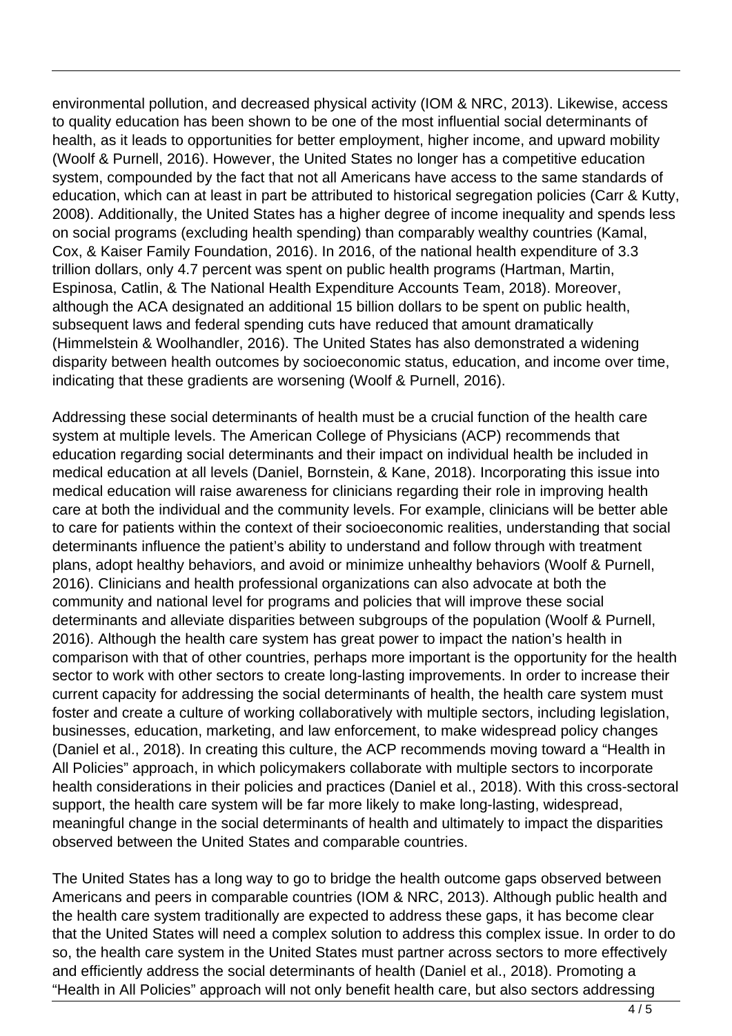environmental pollution, and decreased physical activity (IOM & NRC, 2013). Likewise, access to quality education has been shown to be one of the most influential social determinants of health, as it leads to opportunities for better employment, higher income, and upward mobility (Woolf & Purnell, 2016). However, the United States no longer has a competitive education system, compounded by the fact that not all Americans have access to the same standards of education, which can at least in part be attributed to historical segregation policies (Carr & Kutty, 2008). Additionally, the United States has a higher degree of income inequality and spends less on social programs (excluding health spending) than comparably wealthy countries (Kamal, Cox, & Kaiser Family Foundation, 2016). In 2016, of the national health expenditure of 3.3 trillion dollars, only 4.7 percent was spent on public health programs (Hartman, Martin, Espinosa, Catlin, & The National Health Expenditure Accounts Team, 2018). Moreover, although the ACA designated an additional 15 billion dollars to be spent on public health, subsequent laws and federal spending cuts have reduced that amount dramatically (Himmelstein & Woolhandler, 2016). The United States has also demonstrated a widening disparity between health outcomes by socioeconomic status, education, and income over time, indicating that these gradients are worsening (Woolf & Purnell, 2016).

Addressing these social determinants of health must be a crucial function of the health care system at multiple levels. The American College of Physicians (ACP) recommends that education regarding social determinants and their impact on individual health be included in medical education at all levels (Daniel, Bornstein, & Kane, 2018). Incorporating this issue into medical education will raise awareness for clinicians regarding their role in improving health care at both the individual and the community levels. For example, clinicians will be better able to care for patients within the context of their socioeconomic realities, understanding that social determinants influence the patient's ability to understand and follow through with treatment plans, adopt healthy behaviors, and avoid or minimize unhealthy behaviors (Woolf & Purnell, 2016). Clinicians and health professional organizations can also advocate at both the community and national level for programs and policies that will improve these social determinants and alleviate disparities between subgroups of the population (Woolf & Purnell, 2016). Although the health care system has great power to impact the nation's health in comparison with that of other countries, perhaps more important is the opportunity for the health sector to work with other sectors to create long-lasting improvements. In order to increase their current capacity for addressing the social determinants of health, the health care system must foster and create a culture of working collaboratively with multiple sectors, including legislation, businesses, education, marketing, and law enforcement, to make widespread policy changes (Daniel et al., 2018). In creating this culture, the ACP recommends moving toward a "Health in All Policies" approach, in which policymakers collaborate with multiple sectors to incorporate health considerations in their policies and practices (Daniel et al., 2018). With this cross-sectoral support, the health care system will be far more likely to make long-lasting, widespread, meaningful change in the social determinants of health and ultimately to impact the disparities observed between the United States and comparable countries.

The United States has a long way to go to bridge the health outcome gaps observed between Americans and peers in comparable countries (IOM & NRC, 2013). Although public health and the health care system traditionally are expected to address these gaps, it has become clear that the United States will need a complex solution to address this complex issue. In order to do so, the health care system in the United States must partner across sectors to more effectively and efficiently address the social determinants of health (Daniel et al., 2018). Promoting a "Health in All Policies" approach will not only benefit health care, but also sectors addressing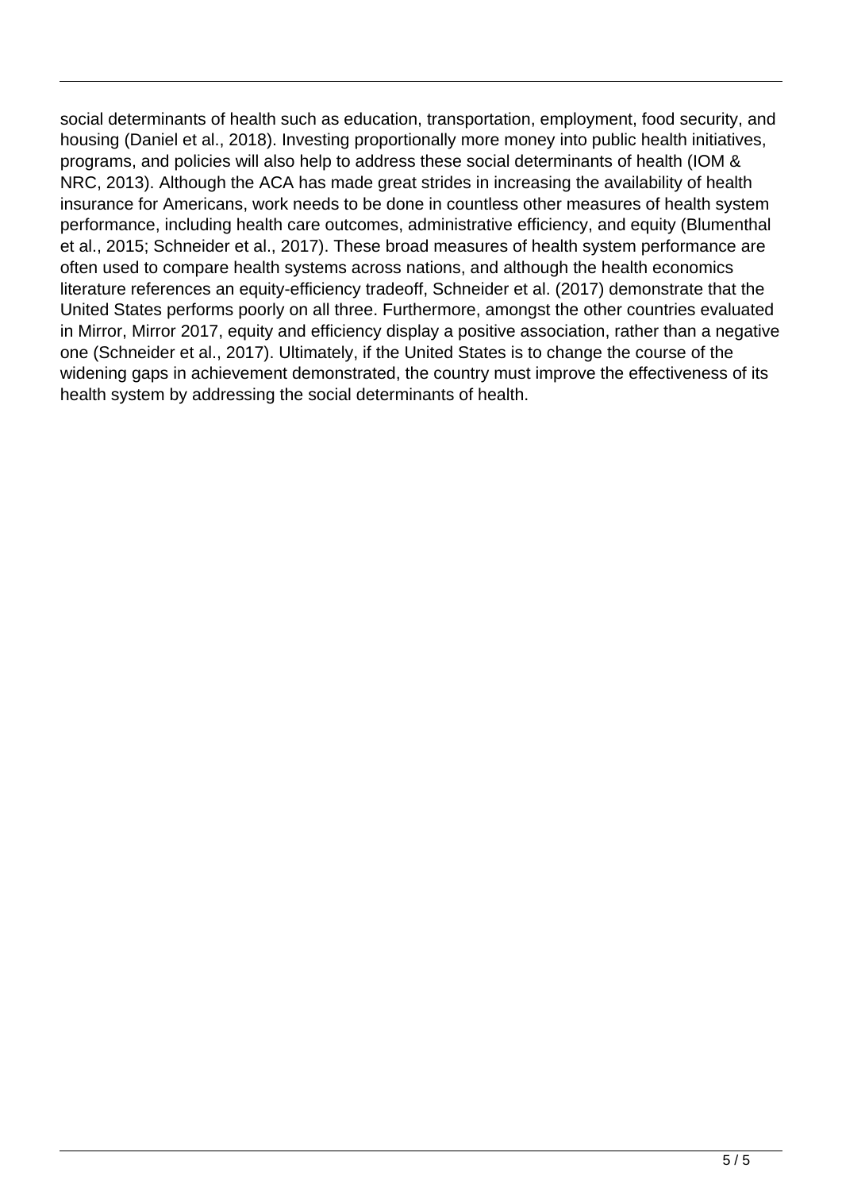social determinants of health such as education, transportation, employment, food security, and housing (Daniel et al., 2018). Investing proportionally more money into public health initiatives, programs, and policies will also help to address these social determinants of health (IOM & NRC, 2013). Although the ACA has made great strides in increasing the availability of health insurance for Americans, work needs to be done in countless other measures of health system performance, including health care outcomes, administrative efficiency, and equity (Blumenthal et al., 2015; Schneider et al., 2017). These broad measures of health system performance are often used to compare health systems across nations, and although the health economics literature references an equity-efficiency tradeoff, Schneider et al. (2017) demonstrate that the United States performs poorly on all three. Furthermore, amongst the other countries evaluated in Mirror, Mirror 2017, equity and efficiency display a positive association, rather than a negative one (Schneider et al., 2017). Ultimately, if the United States is to change the course of the widening gaps in achievement demonstrated, the country must improve the effectiveness of its health system by addressing the social determinants of health.